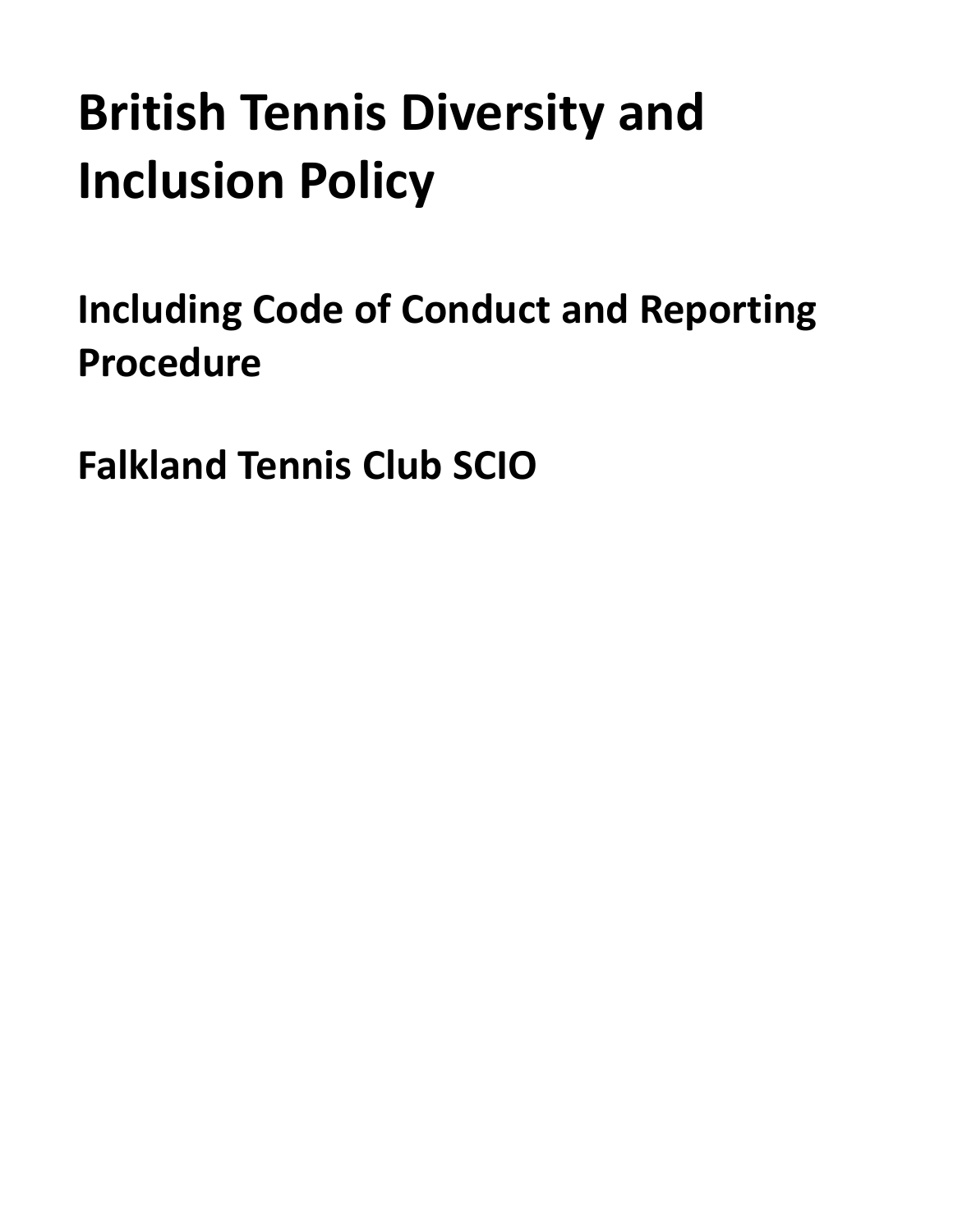# British Tennis Diversity and Inclusion Policy

## Including Code of Conduct and Reporting Procedure

## Falkland Tennis Club SCIO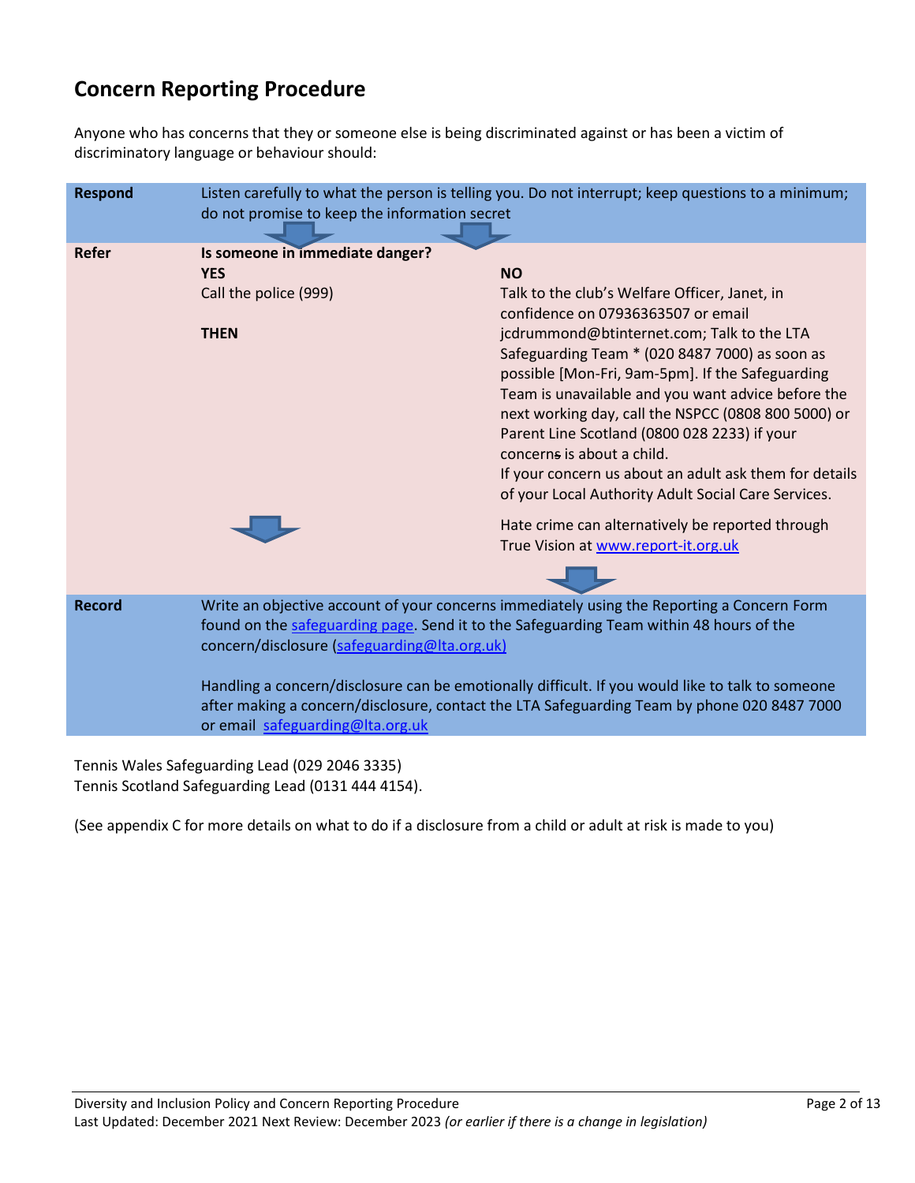## Concern Reporting Procedure

Anyone who has concerns that they or someone else is being discriminated against or has been a victim of discriminatory language or behaviour should:

| | | |
|---|---|---|
| **Respond** | Listen carefully to what the person is telling you. Do not interrupt; keep questions to a minimum; do not promise to keep the information secret | |
| **Refer** | **Is someone in immediate danger?**<br>**YES**<br>Call the police (999)<br><br>**THEN** | <br>**NO**<br>Talk to the club's Welfare Officer, Janet, in confidence on 07936363507 or email jcdrummond@btinternet.com; Talk to the LTA Safeguarding Team * (020 8487 7000) as soon as possible [Mon-Fri, 9am-5pm]. If the Safeguarding Team is unavailable and you want advice before the next working day, call the NSPCC (0808 800 5000) or Parent Line Scotland (0800 028 2233) if your concerns is about a child.<br>If your concern us about an adult ask them for details of your Local Authority Adult Social Care Services.<br><br>Hate crime can alternatively be reported through True Vision at www.report-it.org.uk |
| **Record** | Write an objective account of your concerns immediately using the Reporting a Concern Form found on the safeguarding page. Send it to the Safeguarding Team within 48 hours of the concern/disclosure (safeguarding@lta.org.uk)<br><br>Handling a concern/disclosure can be emotionally difficult. If you would like to talk to someone after making a concern/disclosure, contact the LTA Safeguarding Team by phone 020 8487 7000 or email safeguarding@lta.org.uk | |

Tennis Wales Safeguarding Lead (029 2046 3335)
Tennis Scotland Safeguarding Lead (0131 444 4154).

(See appendix C for more details on what to do if a disclosure from a child or adult at risk is made to you)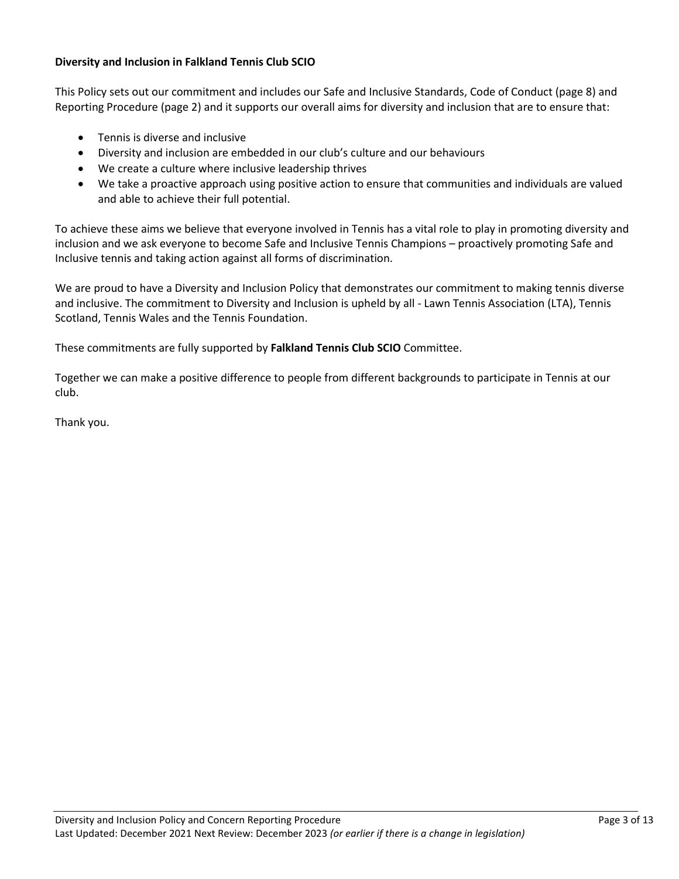**Diversity and Inclusion in Falkland Tennis Club SCIO**

This Policy sets out our commitment and includes our Safe and Inclusive Standards, Code of Conduct (page 8) and Reporting Procedure (page 2) and it supports our overall aims for diversity and inclusion that are to ensure that:

- Tennis is diverse and inclusive
- Diversity and inclusion are embedded in our club's culture and our behaviours
- We create a culture where inclusive leadership thrives
- We take a proactive approach using positive action to ensure that communities and individuals are valued and able to achieve their full potential.

To achieve these aims we believe that everyone involved in Tennis has a vital role to play in promoting diversity and inclusion and we ask everyone to become Safe and Inclusive Tennis Champions – proactively promoting Safe and Inclusive tennis and taking action against all forms of discrimination.

We are proud to have a Diversity and Inclusion Policy that demonstrates our commitment to making tennis diverse and inclusive. The commitment to Diversity and Inclusion is upheld by all - Lawn Tennis Association (LTA), Tennis Scotland, Tennis Wales and the Tennis Foundation.

These commitments are fully supported by **Falkland Tennis Club SCIO** Committee.

Together we can make a positive difference to people from different backgrounds to participate in Tennis at our club.

Thank you.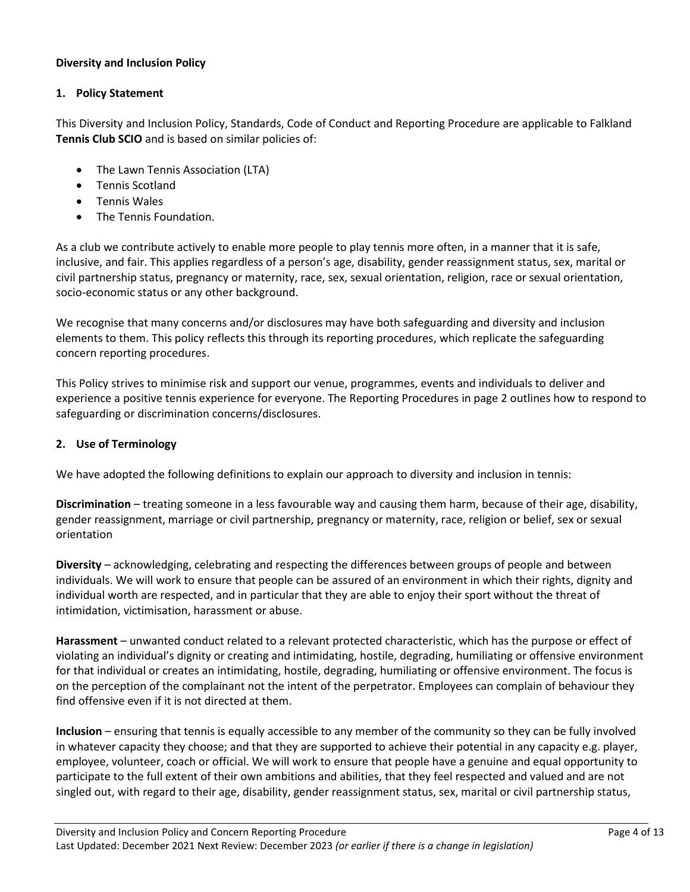**Diversity and Inclusion Policy**

## 1. Policy Statement

This Diversity and Inclusion Policy, Standards, Code of Conduct and Reporting Procedure are applicable to Falkland **Tennis Club SCIO** and is based on similar policies of:

- The Lawn Tennis Association (LTA)
- Tennis Scotland
- Tennis Wales
- The Tennis Foundation.

As a club we contribute actively to enable more people to play tennis more often, in a manner that it is safe, inclusive, and fair. This applies regardless of a person's age, disability, gender reassignment status, sex, marital or civil partnership status, pregnancy or maternity, race, sex, sexual orientation, religion, race or sexual orientation, socio-economic status or any other background.

We recognise that many concerns and/or disclosures may have both safeguarding and diversity and inclusion elements to them. This policy reflects this through its reporting procedures, which replicate the safeguarding concern reporting procedures.

This Policy strives to minimise risk and support our venue, programmes, events and individuals to deliver and experience a positive tennis experience for everyone. The Reporting Procedures in page 2 outlines how to respond to safeguarding or discrimination concerns/disclosures.

## 2. Use of Terminology

We have adopted the following definitions to explain our approach to diversity and inclusion in tennis:

**Discrimination** – treating someone in a less favourable way and causing them harm, because of their age, disability, gender reassignment, marriage or civil partnership, pregnancy or maternity, race, religion or belief, sex or sexual orientation

**Diversity** – acknowledging, celebrating and respecting the differences between groups of people and between individuals. We will work to ensure that people can be assured of an environment in which their rights, dignity and individual worth are respected, and in particular that they are able to enjoy their sport without the threat of intimidation, victimisation, harassment or abuse.

**Harassment** – unwanted conduct related to a relevant protected characteristic, which has the purpose or effect of violating an individual's dignity or creating and intimidating, hostile, degrading, humiliating or offensive environment for that individual or creates an intimidating, hostile, degrading, humiliating or offensive environment. The focus is on the perception of the complainant not the intent of the perpetrator. Employees can complain of behaviour they find offensive even if it is not directed at them.

**Inclusion** – ensuring that tennis is equally accessible to any member of the community so they can be fully involved in whatever capacity they choose; and that they are supported to achieve their potential in any capacity e.g. player, employee, volunteer, coach or official. We will work to ensure that people have a genuine and equal opportunity to participate to the full extent of their own ambitions and abilities, that they feel respected and valued and are not singled out, with regard to their age, disability, gender reassignment status, sex, marital or civil partnership status,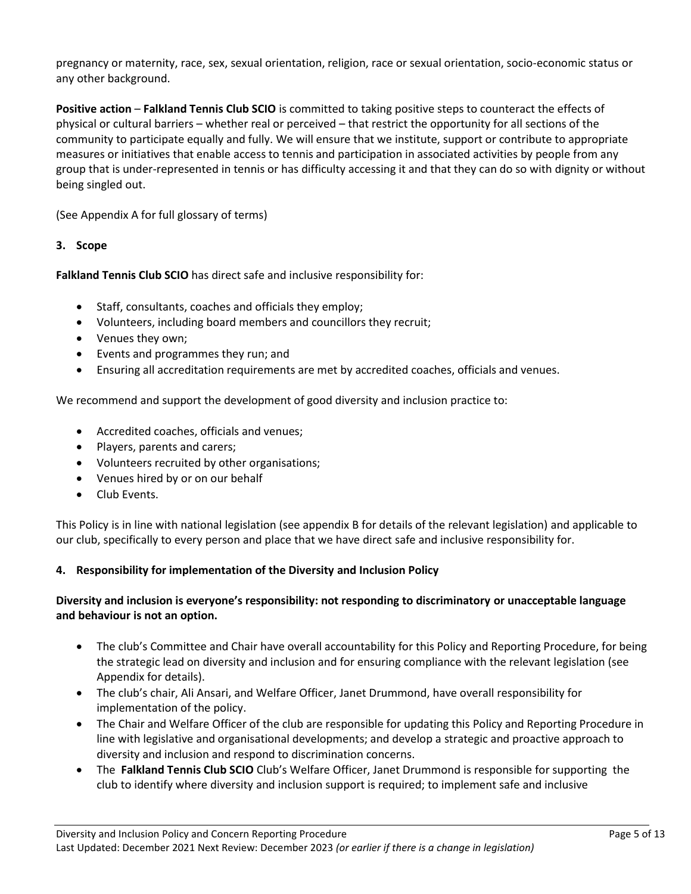pregnancy or maternity, race, sex, sexual orientation, religion, race or sexual orientation, socio-economic status or any other background.

**Positive action** – **Falkland Tennis Club SCIO** is committed to taking positive steps to counteract the effects of physical or cultural barriers – whether real or perceived – that restrict the opportunity for all sections of the community to participate equally and fully. We will ensure that we institute, support or contribute to appropriate measures or initiatives that enable access to tennis and participation in associated activities by people from any group that is under-represented in tennis or has difficulty accessing it and that they can do so with dignity or without being singled out.

(See Appendix A for full glossary of terms)

## 3. Scope

**Falkland Tennis Club SCIO** has direct safe and inclusive responsibility for:

- Staff, consultants, coaches and officials they employ;
- Volunteers, including board members and councillors they recruit;
- Venues they own;
- Events and programmes they run; and
- Ensuring all accreditation requirements are met by accredited coaches, officials and venues.

We recommend and support the development of good diversity and inclusion practice to:

- Accredited coaches, officials and venues;
- Players, parents and carers;
- Volunteers recruited by other organisations;
- Venues hired by or on our behalf
- Club Events.

This Policy is in line with national legislation (see appendix B for details of the relevant legislation) and applicable to our club, specifically to every person and place that we have direct safe and inclusive responsibility for.

## 4. Responsibility for implementation of the Diversity and Inclusion Policy

**Diversity and inclusion is everyone's responsibility: not responding to discriminatory or unacceptable language and behaviour is not an option.**

- The club's Committee and Chair have overall accountability for this Policy and Reporting Procedure, for being the strategic lead on diversity and inclusion and for ensuring compliance with the relevant legislation (see Appendix for details).
- The club's chair, Ali Ansari, and Welfare Officer, Janet Drummond, have overall responsibility for implementation of the policy.
- The Chair and Welfare Officer of the club are responsible for updating this Policy and Reporting Procedure in line with legislative and organisational developments; and develop a strategic and proactive approach to diversity and inclusion and respond to discrimination concerns.
- The **Falkland Tennis Club SCIO** Club's Welfare Officer, Janet Drummond is responsible for supporting the club to identify where diversity and inclusion support is required; to implement safe and inclusive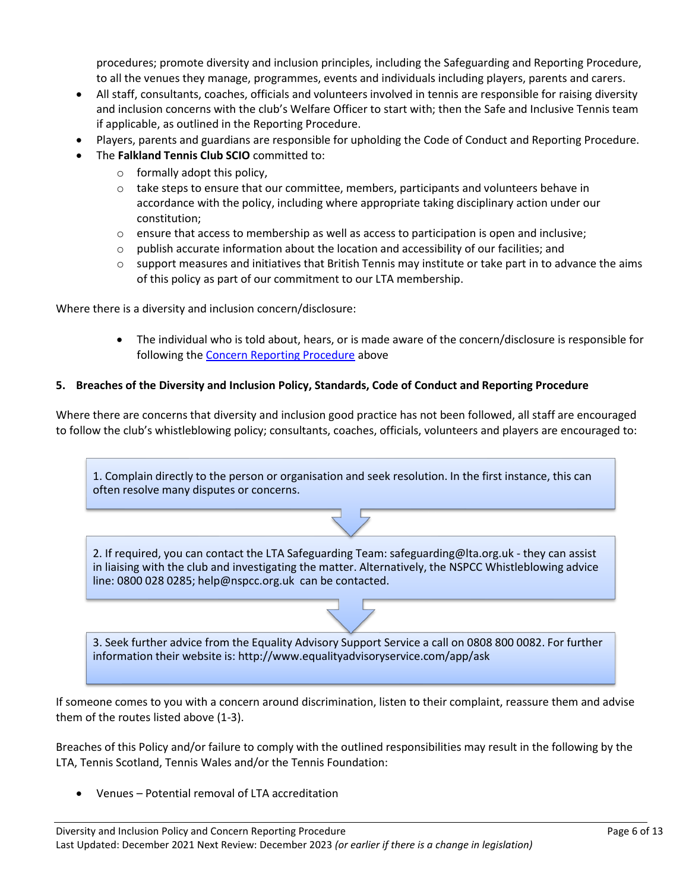procedures; promote diversity and inclusion principles, including the Safeguarding and Reporting Procedure, to all the venues they manage, programmes, events and individuals including players, parents and carers.

- All staff, consultants, coaches, officials and volunteers involved in tennis are responsible for raising diversity and inclusion concerns with the club's Welfare Officer to start with; then the Safe and Inclusive Tennis team if applicable, as outlined in the Reporting Procedure.
- Players, parents and guardians are responsible for upholding the Code of Conduct and Reporting Procedure.
- The **Falkland Tennis Club SCIO** committed to:
  - formally adopt this policy,
  - take steps to ensure that our committee, members, participants and volunteers behave in accordance with the policy, including where appropriate taking disciplinary action under our constitution;
  - ensure that access to membership as well as access to participation is open and inclusive;
  - publish accurate information about the location and accessibility of our facilities; and
  - support measures and initiatives that British Tennis may institute or take part in to advance the aims of this policy as part of our commitment to our LTA membership.

Where there is a diversity and inclusion concern/disclosure:

- The individual who is told about, hears, or is made aware of the concern/disclosure is responsible for following the [Concern Reporting Procedure] above

## 5. Breaches of the Diversity and Inclusion Policy, Standards, Code of Conduct and Reporting Procedure

Where there are concerns that diversity and inclusion good practice has not been followed, all staff are encouraged to follow the club's whistleblowing policy; consultants, coaches, officials, volunteers and players are encouraged to:

1. Complain directly to the person or organisation and seek resolution. In the first instance, this can often resolve many disputes or concerns.

2. If required, you can contact the LTA Safeguarding Team: safeguarding@lta.org.uk - they can assist in liaising with the club and investigating the matter. Alternatively, the NSPCC Whistleblowing advice line: 0800 028 0285; help@nspcc.org.uk can be contacted.

3. Seek further advice from the Equality Advisory Support Service a call on 0808 800 0082. For further information their website is: http://www.equalityadvisoryservice.com/app/ask

If someone comes to you with a concern around discrimination, listen to their complaint, reassure them and advise them of the routes listed above (1-3).

Breaches of this Policy and/or failure to comply with the outlined responsibilities may result in the following by the LTA, Tennis Scotland, Tennis Wales and/or the Tennis Foundation:

- Venues – Potential removal of LTA accreditation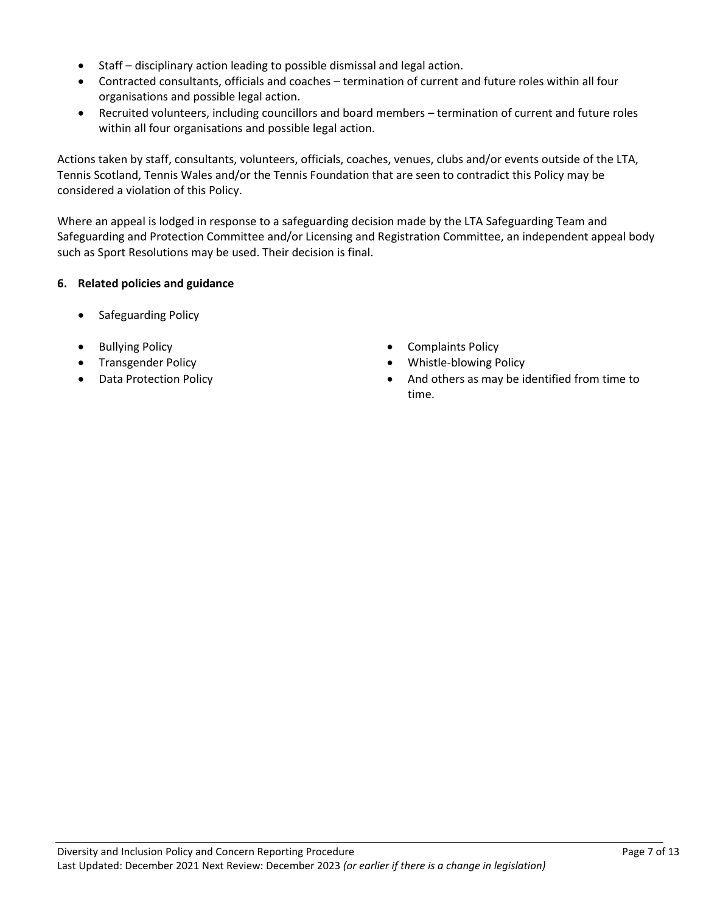- Staff – disciplinary action leading to possible dismissal and legal action.
- Contracted consultants, officials and coaches – termination of current and future roles within all four organisations and possible legal action.
- Recruited volunteers, including councillors and board members – termination of current and future roles within all four organisations and possible legal action.

Actions taken by staff, consultants, volunteers, officials, coaches, venues, clubs and/or events outside of the LTA, Tennis Scotland, Tennis Wales and/or the Tennis Foundation that are seen to contradict this Policy may be considered a violation of this Policy.

Where an appeal is lodged in response to a safeguarding decision made by the LTA Safeguarding Team and Safeguarding and Protection Committee and/or Licensing and Registration Committee, an independent appeal body such as Sport Resolutions may be used. Their decision is final.

**6. Related policies and guidance**

- Safeguarding Policy
- Bullying Policy
- Transgender Policy
- Data Protection Policy
- Complaints Policy
- Whistle-blowing Policy
- And others as may be identified from time to time.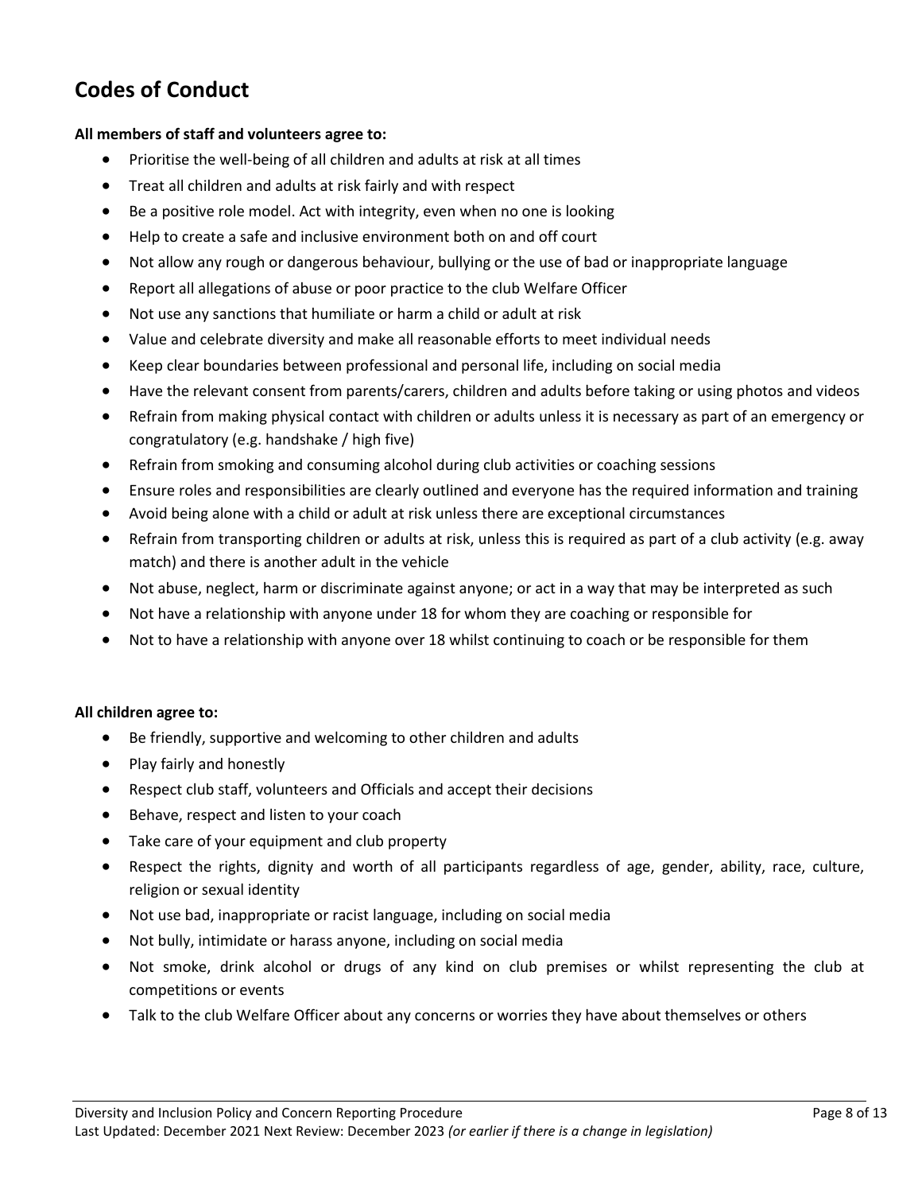## Codes of Conduct

**All members of staff and volunteers agree to:**

- Prioritise the well-being of all children and adults at risk at all times
- Treat all children and adults at risk fairly and with respect
- Be a positive role model. Act with integrity, even when no one is looking
- Help to create a safe and inclusive environment both on and off court
- Not allow any rough or dangerous behaviour, bullying or the use of bad or inappropriate language
- Report all allegations of abuse or poor practice to the club Welfare Officer
- Not use any sanctions that humiliate or harm a child or adult at risk
- Value and celebrate diversity and make all reasonable efforts to meet individual needs
- Keep clear boundaries between professional and personal life, including on social media
- Have the relevant consent from parents/carers, children and adults before taking or using photos and videos
- Refrain from making physical contact with children or adults unless it is necessary as part of an emergency or congratulatory (e.g. handshake / high five)
- Refrain from smoking and consuming alcohol during club activities or coaching sessions
- Ensure roles and responsibilities are clearly outlined and everyone has the required information and training
- Avoid being alone with a child or adult at risk unless there are exceptional circumstances
- Refrain from transporting children or adults at risk, unless this is required as part of a club activity (e.g. away match) and there is another adult in the vehicle
- Not abuse, neglect, harm or discriminate against anyone; or act in a way that may be interpreted as such
- Not have a relationship with anyone under 18 for whom they are coaching or responsible for
- Not to have a relationship with anyone over 18 whilst continuing to coach or be responsible for them

**All children agree to:**

- Be friendly, supportive and welcoming to other children and adults
- Play fairly and honestly
- Respect club staff, volunteers and Officials and accept their decisions
- Behave, respect and listen to your coach
- Take care of your equipment and club property
- Respect the rights, dignity and worth of all participants regardless of age, gender, ability, race, culture, religion or sexual identity
- Not use bad, inappropriate or racist language, including on social media
- Not bully, intimidate or harass anyone, including on social media
- Not smoke, drink alcohol or drugs of any kind on club premises or whilst representing the club at competitions or events
- Talk to the club Welfare Officer about any concerns or worries they have about themselves or others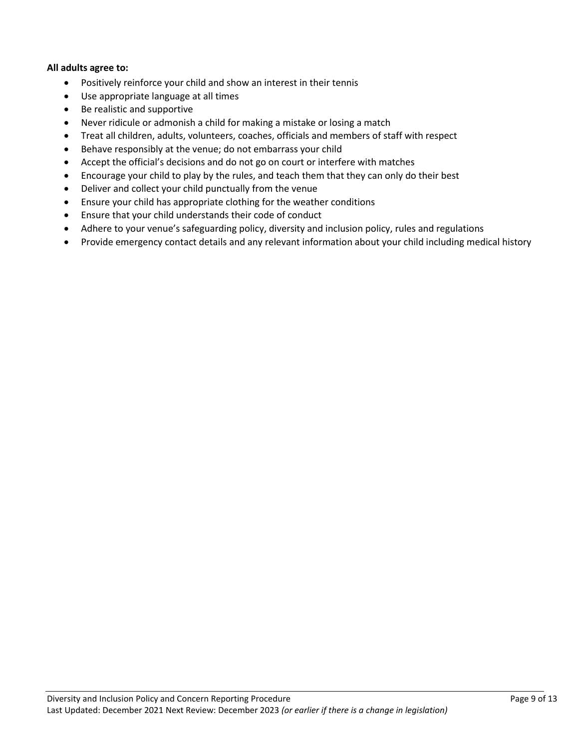**All adults agree to:**

- Positively reinforce your child and show an interest in their tennis
- Use appropriate language at all times
- Be realistic and supportive
- Never ridicule or admonish a child for making a mistake or losing a match
- Treat all children, adults, volunteers, coaches, officials and members of staff with respect
- Behave responsibly at the venue; do not embarrass your child
- Accept the official's decisions and do not go on court or interfere with matches
- Encourage your child to play by the rules, and teach them that they can only do their best
- Deliver and collect your child punctually from the venue
- Ensure your child has appropriate clothing for the weather conditions
- Ensure that your child understands their code of conduct
- Adhere to your venue's safeguarding policy, diversity and inclusion policy, rules and regulations
- Provide emergency contact details and any relevant information about your child including medical history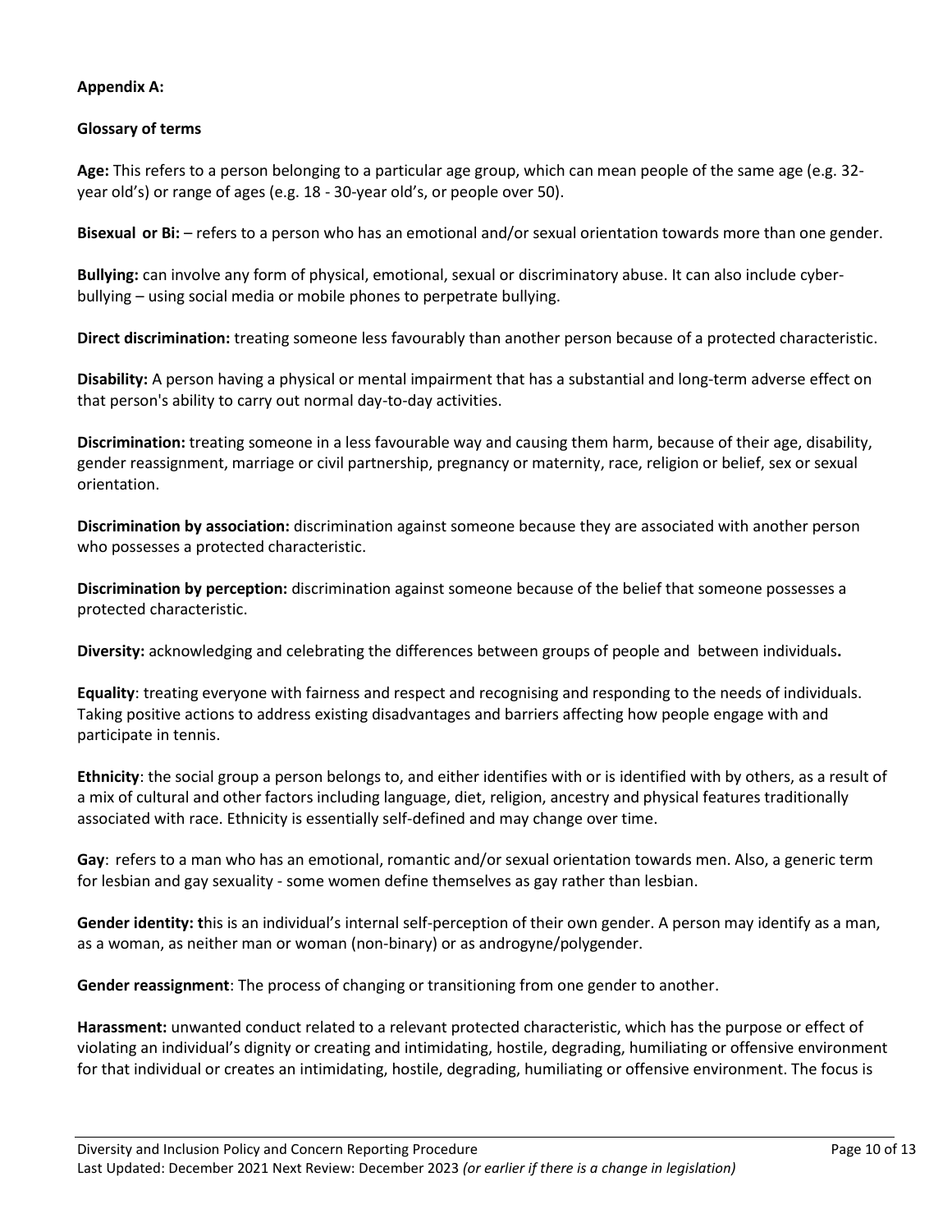**Appendix A:**

**Glossary of terms**

**Age:** This refers to a person belonging to a particular age group, which can mean people of the same age (e.g. 32-year old's) or range of ages (e.g. 18 - 30-year old's, or people over 50).

**Bisexual or Bi:** – refers to a person who has an emotional and/or sexual orientation towards more than one gender.

**Bullying:** can involve any form of physical, emotional, sexual or discriminatory abuse. It can also include cyber-bullying – using social media or mobile phones to perpetrate bullying.

**Direct discrimination:** treating someone less favourably than another person because of a protected characteristic.

**Disability:** A person having a physical or mental impairment that has a substantial and long-term adverse effect on that person's ability to carry out normal day-to-day activities.

**Discrimination:** treating someone in a less favourable way and causing them harm, because of their age, disability, gender reassignment, marriage or civil partnership, pregnancy or maternity, race, religion or belief, sex or sexual orientation.

**Discrimination by association:** discrimination against someone because they are associated with another person who possesses a protected characteristic.

**Discrimination by perception:** discrimination against someone because of the belief that someone possesses a protected characteristic.

**Diversity:** acknowledging and celebrating the differences between groups of people and between individuals**.**

**Equality**: treating everyone with fairness and respect and recognising and responding to the needs of individuals. Taking positive actions to address existing disadvantages and barriers affecting how people engage with and participate in tennis.

**Ethnicity**: the social group a person belongs to, and either identifies with or is identified with by others, as a result of a mix of cultural and other factors including language, diet, religion, ancestry and physical features traditionally associated with race. Ethnicity is essentially self-defined and may change over time.

**Gay**: refers to a man who has an emotional, romantic and/or sexual orientation towards men. Also, a generic term for lesbian and gay sexuality - some women define themselves as gay rather than lesbian.

**Gender identity: t**his is an individual's internal self-perception of their own gender. A person may identify as a man, as a woman, as neither man or woman (non-binary) or as androgyne/polygender.

**Gender reassignment**: The process of changing or transitioning from one gender to another.

**Harassment:** unwanted conduct related to a relevant protected characteristic, which has the purpose or effect of violating an individual's dignity or creating and intimidating, hostile, degrading, humiliating or offensive environment for that individual or creates an intimidating, hostile, degrading, humiliating or offensive environment. The focus is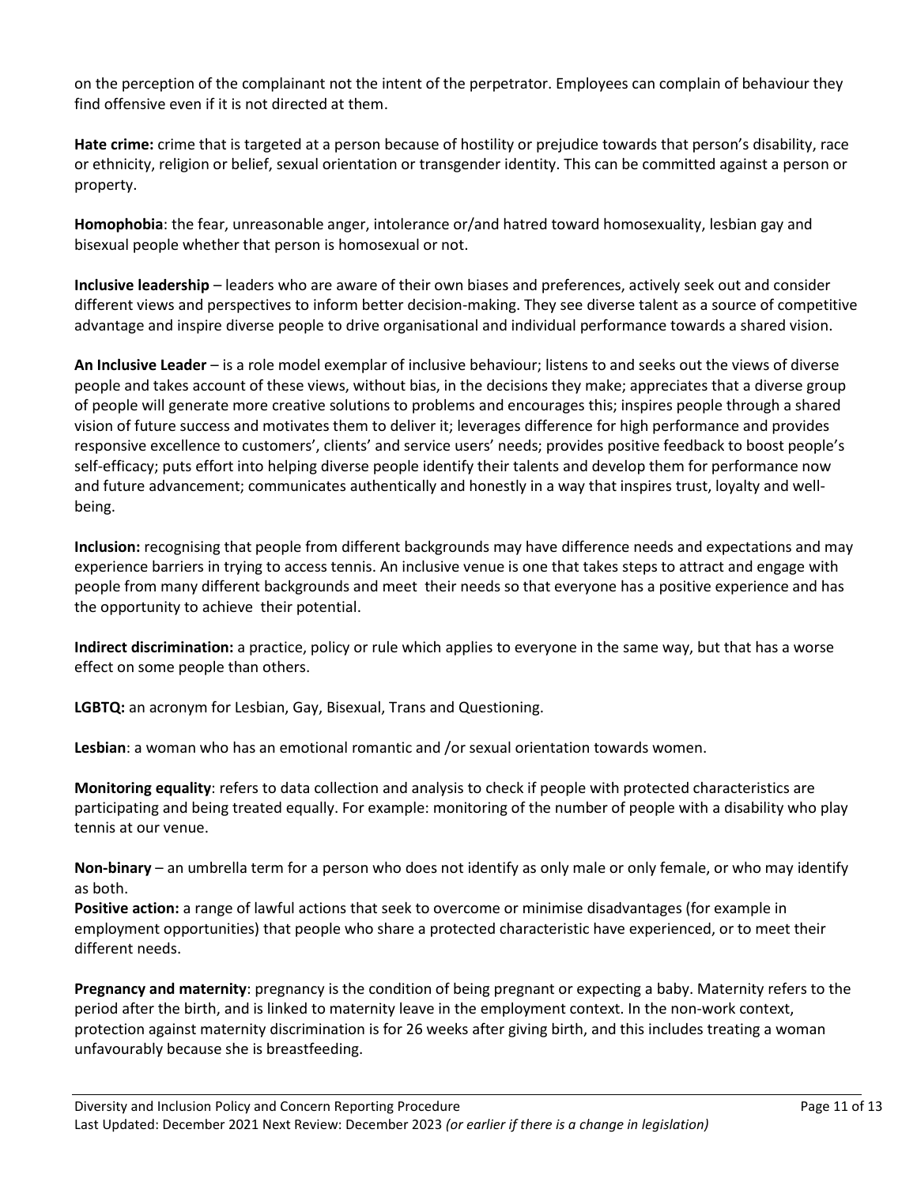on the perception of the complainant not the intent of the perpetrator. Employees can complain of behaviour they find offensive even if it is not directed at them.

**Hate crime:** crime that is targeted at a person because of hostility or prejudice towards that person's disability, race or ethnicity, religion or belief, sexual orientation or transgender identity. This can be committed against a person or property.

**Homophobia**: the fear, unreasonable anger, intolerance or/and hatred toward homosexuality, lesbian gay and bisexual people whether that person is homosexual or not.

**Inclusive leadership** – leaders who are aware of their own biases and preferences, actively seek out and consider different views and perspectives to inform better decision-making. They see diverse talent as a source of competitive advantage and inspire diverse people to drive organisational and individual performance towards a shared vision.

**An Inclusive Leader** – is a role model exemplar of inclusive behaviour; listens to and seeks out the views of diverse people and takes account of these views, without bias, in the decisions they make; appreciates that a diverse group of people will generate more creative solutions to problems and encourages this; inspires people through a shared vision of future success and motivates them to deliver it; leverages difference for high performance and provides responsive excellence to customers', clients' and service users' needs; provides positive feedback to boost people's self-efficacy; puts effort into helping diverse people identify their talents and develop them for performance now and future advancement; communicates authentically and honestly in a way that inspires trust, loyalty and well-being.

**Inclusion:** recognising that people from different backgrounds may have difference needs and expectations and may experience barriers in trying to access tennis. An inclusive venue is one that takes steps to attract and engage with people from many different backgrounds and meet their needs so that everyone has a positive experience and has the opportunity to achieve their potential.

**Indirect discrimination:** a practice, policy or rule which applies to everyone in the same way, but that has a worse effect on some people than others.

**LGBTQ:** an acronym for Lesbian, Gay, Bisexual, Trans and Questioning.

**Lesbian**: a woman who has an emotional romantic and /or sexual orientation towards women.

**Monitoring equality**: refers to data collection and analysis to check if people with protected characteristics are participating and being treated equally. For example: monitoring of the number of people with a disability who play tennis at our venue.

**Non-binary** – an umbrella term for a person who does not identify as only male or only female, or who may identify as both.

**Positive action:** a range of lawful actions that seek to overcome or minimise disadvantages (for example in employment opportunities) that people who share a protected characteristic have experienced, or to meet their different needs.

**Pregnancy and maternity**: pregnancy is the condition of being pregnant or expecting a baby. Maternity refers to the period after the birth, and is linked to maternity leave in the employment context. In the non-work context, protection against maternity discrimination is for 26 weeks after giving birth, and this includes treating a woman unfavourably because she is breastfeeding.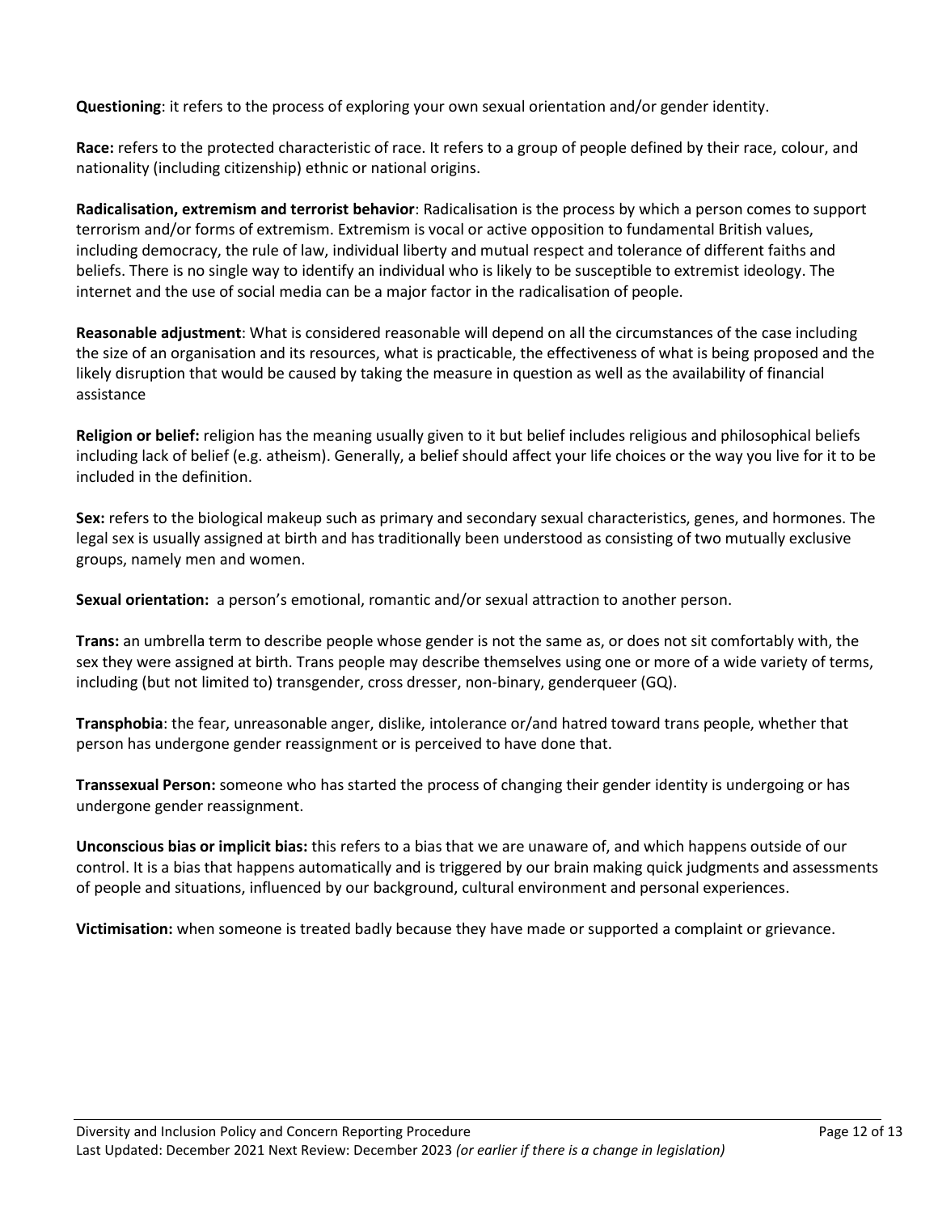**Questioning**: it refers to the process of exploring your own sexual orientation and/or gender identity.

**Race:** refers to the protected characteristic of race. It refers to a group of people defined by their race, colour, and nationality (including citizenship) ethnic or national origins.

**Radicalisation, extremism and terrorist behavior**: Radicalisation is the process by which a person comes to support terrorism and/or forms of extremism. Extremism is vocal or active opposition to fundamental British values, including democracy, the rule of law, individual liberty and mutual respect and tolerance of different faiths and beliefs. There is no single way to identify an individual who is likely to be susceptible to extremist ideology. The internet and the use of social media can be a major factor in the radicalisation of people.

**Reasonable adjustment**: What is considered reasonable will depend on all the circumstances of the case including the size of an organisation and its resources, what is practicable, the effectiveness of what is being proposed and the likely disruption that would be caused by taking the measure in question as well as the availability of financial assistance

**Religion or belief:** religion has the meaning usually given to it but belief includes religious and philosophical beliefs including lack of belief (e.g. atheism). Generally, a belief should affect your life choices or the way you live for it to be included in the definition.

**Sex:** refers to the biological makeup such as primary and secondary sexual characteristics, genes, and hormones. The legal sex is usually assigned at birth and has traditionally been understood as consisting of two mutually exclusive groups, namely men and women.

**Sexual orientation:** a person's emotional, romantic and/or sexual attraction to another person.

**Trans:** an umbrella term to describe people whose gender is not the same as, or does not sit comfortably with, the sex they were assigned at birth. Trans people may describe themselves using one or more of a wide variety of terms, including (but not limited to) transgender, cross dresser, non-binary, genderqueer (GQ).

**Transphobia**: the fear, unreasonable anger, dislike, intolerance or/and hatred toward trans people, whether that person has undergone gender reassignment or is perceived to have done that.

**Transsexual Person:** someone who has started the process of changing their gender identity is undergoing or has undergone gender reassignment.

**Unconscious bias or implicit bias:** this refers to a bias that we are unaware of, and which happens outside of our control. It is a bias that happens automatically and is triggered by our brain making quick judgments and assessments of people and situations, influenced by our background, cultural environment and personal experiences.

**Victimisation:** when someone is treated badly because they have made or supported a complaint or grievance.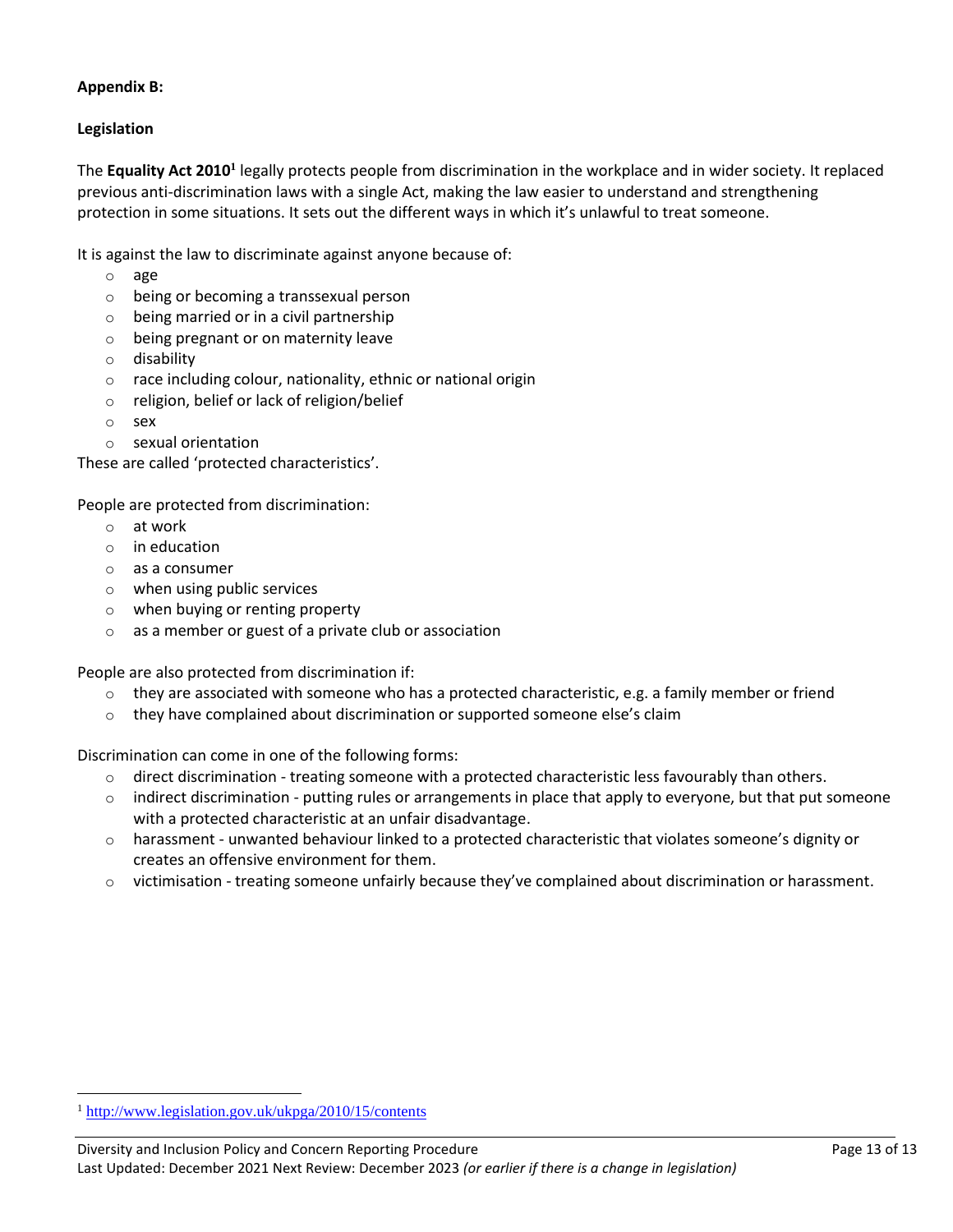**Appendix B:**

**Legislation**

The **Equality Act 2010**[1] legally protects people from discrimination in the workplace and in wider society. It replaced previous anti-discrimination laws with a single Act, making the law easier to understand and strengthening protection in some situations. It sets out the different ways in which it's unlawful to treat someone.

It is against the law to discriminate against anyone because of:

- age
- being or becoming a transsexual person
- being married or in a civil partnership
- being pregnant or on maternity leave
- disability
- race including colour, nationality, ethnic or national origin
- religion, belief or lack of religion/belief
- sex
- sexual orientation

These are called 'protected characteristics'.

People are protected from discrimination:

- at work
- in education
- as a consumer
- when using public services
- when buying or renting property
- as a member or guest of a private club or association

People are also protected from discrimination if:

- they are associated with someone who has a protected characteristic, e.g. a family member or friend
- they have complained about discrimination or supported someone else's claim

Discrimination can come in one of the following forms:

- direct discrimination - treating someone with a protected characteristic less favourably than others.
- indirect discrimination - putting rules or arrangements in place that apply to everyone, but that put someone with a protected characteristic at an unfair disadvantage.
- harassment - unwanted behaviour linked to a protected characteristic that violates someone's dignity or creates an offensive environment for them.
- victimisation - treating someone unfairly because they've complained about discrimination or harassment.

[1] http://www.legislation.gov.uk/ukpga/2010/15/contents